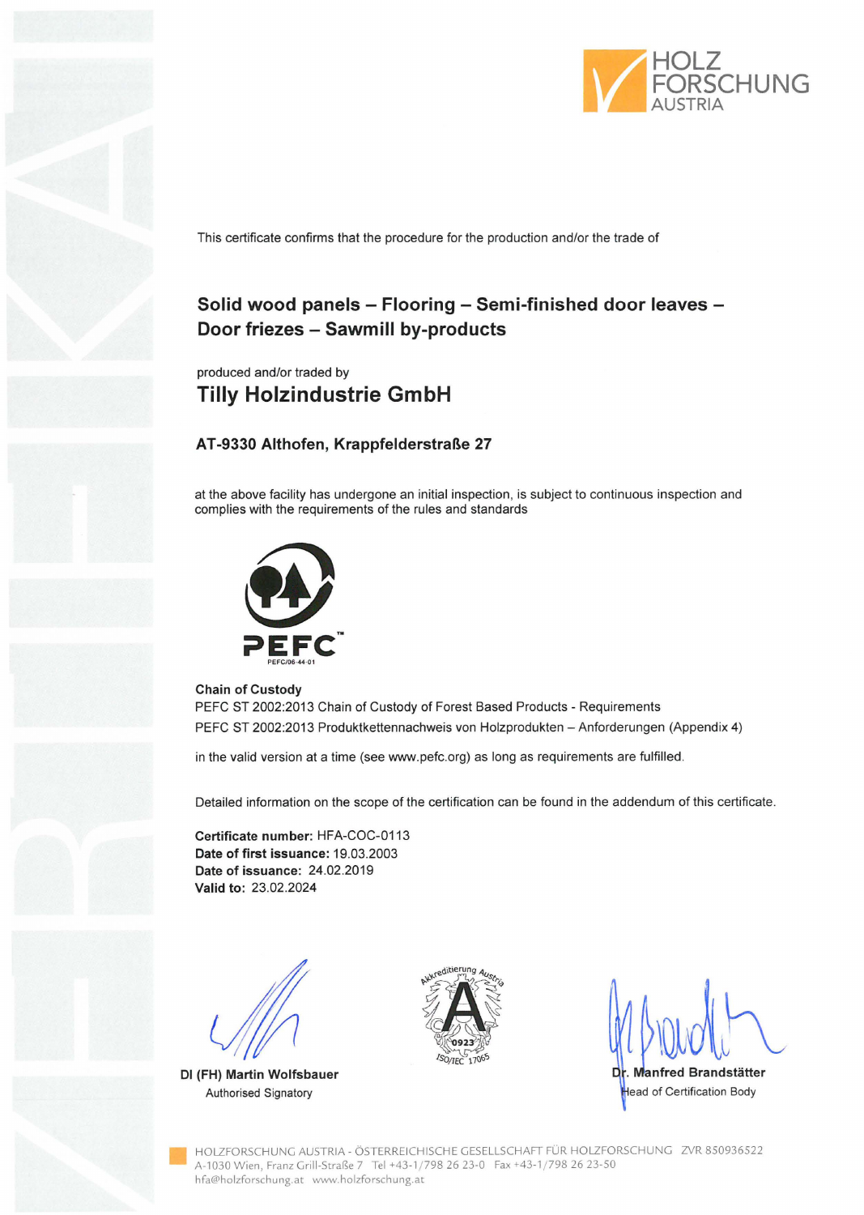HOLZ FORSCHUNG AUSTRIA

This certificate confirms that the procedure for the production and/or the trade of

## Solid wood panels – Flooring – Semi-finished door leaves – Door friezes – Sawmill by-products

produced and/or traded by

## Tilly Holzindustrie GmbH

**AT-9330 Althofen, Krappfelderstraße 27**

at the above facility has undergone an initial inspection, is subject to continuous inspection and complies with the requirements of the rules and standards

PEFC™
PEFC/06-44-01

**Chain of Custody**
PEFC ST 2002:2013 Chain of Custody of Forest Based Products - Requirements
PEFC ST 2002:2013 Produktkettennachweis von Holzprodukten – Anforderungen (Appendix 4)

in the valid version at a time (see www.pefc.org) as long as requirements are fulfilled.

Detailed information on the scope of the certification can be found in the addendum of this certificate.

**Certificate number:** HFA-COC-0113
**Date of first issuance:** 19.03.2003
**Date of issuance:** 24.02.2019
**Valid to:** 23.02.2024

**DI (FH) Martin Wolfsbauer**
Authorised Signatory

Akkreditierung Austria
0923
ISO/IEC 17065

**Dr. Manfred Brandstätter**
Head of Certification Body

HOLZFORSCHUNG AUSTRIA - ÖSTERREICHISCHE GESELLSCHAFT FÜR HOLZFORSCHUNG ZVR 850936522
A-1030 Wien, Franz Grill-Straße 7 Tel +43-1/798 26 23-0 Fax +43-1/798 26 23-50
hfa@holzforschung.at www.holzforschung.at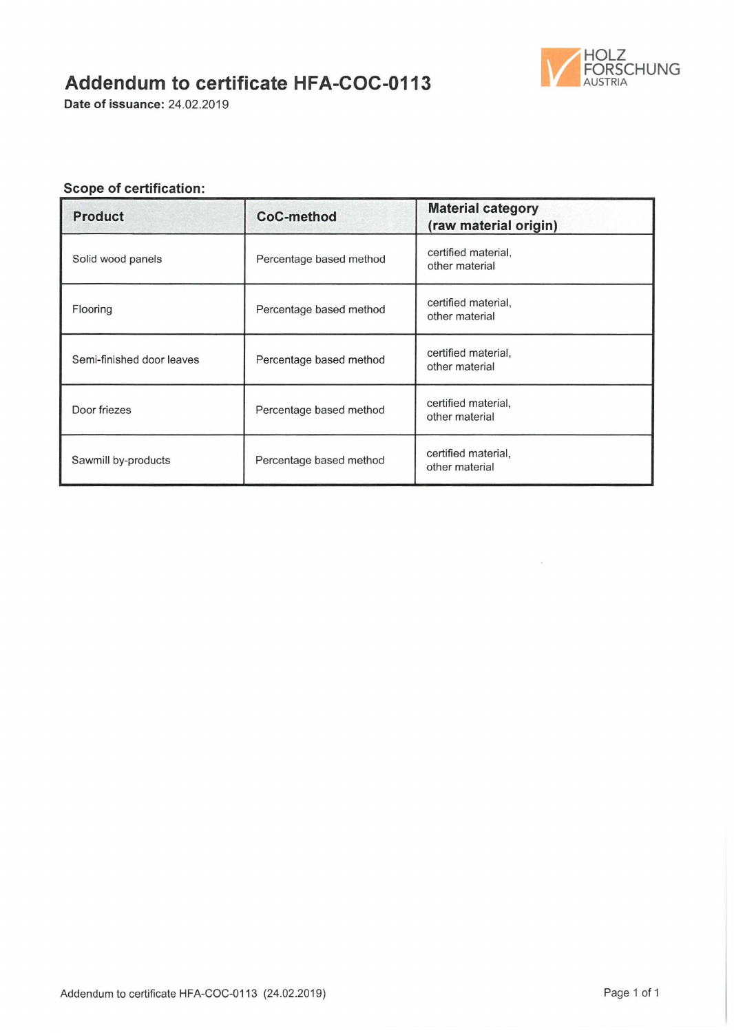# Addendum to certificate HFA-COC-0113

**Date of issuance:** 24.02.2019

HOLZ FORSCHUNG AUSTRIA

**Scope of certification:**

| Product | CoC-method | Material category (raw material origin) |
|---|---|---|
| Solid wood panels | Percentage based method | certified material, other material |
| Flooring | Percentage based method | certified material, other material |
| Semi-finished door leaves | Percentage based method | certified material, other material |
| Door friezes | Percentage based method | certified material, other material |
| Sawmill by-products | Percentage based method | certified material, other material |